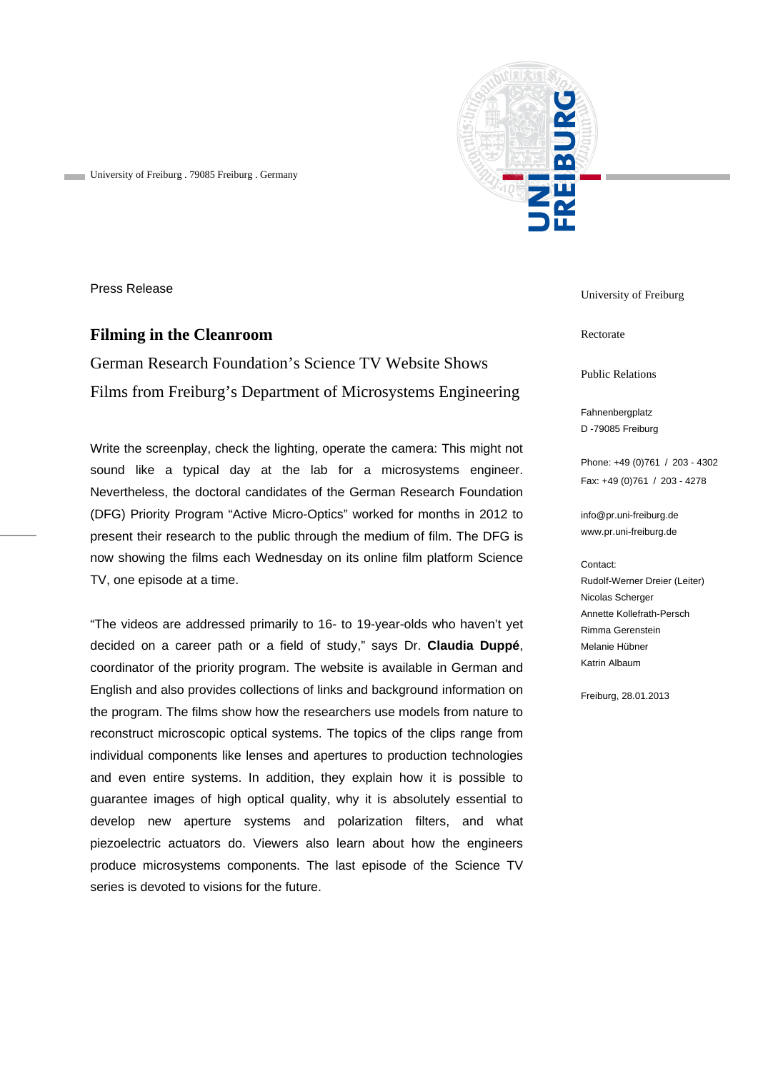University of Freiburg . 79085 Freiburg . Germany

Press Release

# Filming in the Cleanroom

## German Research Foundation's Science TV Website Shows Films from Freiburg's Department of Microsystems Engineering

Write the screenplay, check the lighting, operate the camera: This might not sound like a typical day at the lab for a microsystems engineer. Nevertheless, the doctoral candidates of the German Research Foundation (DFG) Priority Program "Active Micro-Optics" worked for months in 2012 to present their research to the public through the medium of film. The DFG is now showing the films each Wednesday on its online film platform Science TV, one episode at a time.

"The videos are addressed primarily to 16- to 19-year-olds who haven't yet decided on a career path or a field of study," says Dr. **Claudia Duppé**, coordinator of the priority program. The website is available in German and English and also provides collections of links and background information on the program. The films show how the researchers use models from nature to reconstruct microscopic optical systems. The topics of the clips range from individual components like lenses and apertures to production technologies and even entire systems. In addition, they explain how it is possible to guarantee images of high optical quality, why it is absolutely essential to develop new aperture systems and polarization filters, and what piezoelectric actuators do. Viewers also learn about how the engineers produce microsystems components. The last episode of the Science TV series is devoted to visions for the future.

University of Freiburg

Rectorate

Public Relations

Fahnenbergplatz
D -79085 Freiburg

Phone: +49 (0)761 / 203 - 4302
Fax: +49 (0)761 / 203 - 4278

info@pr.uni-freiburg.de
www.pr.uni-freiburg.de

Contact:
Rudolf-Werner Dreier (Leiter)
Nicolas Scherger
Annette Kollefrath-Persch
Rimma Gerenstein
Melanie Hübner
Katrin Albaum

Freiburg, 28.01.2013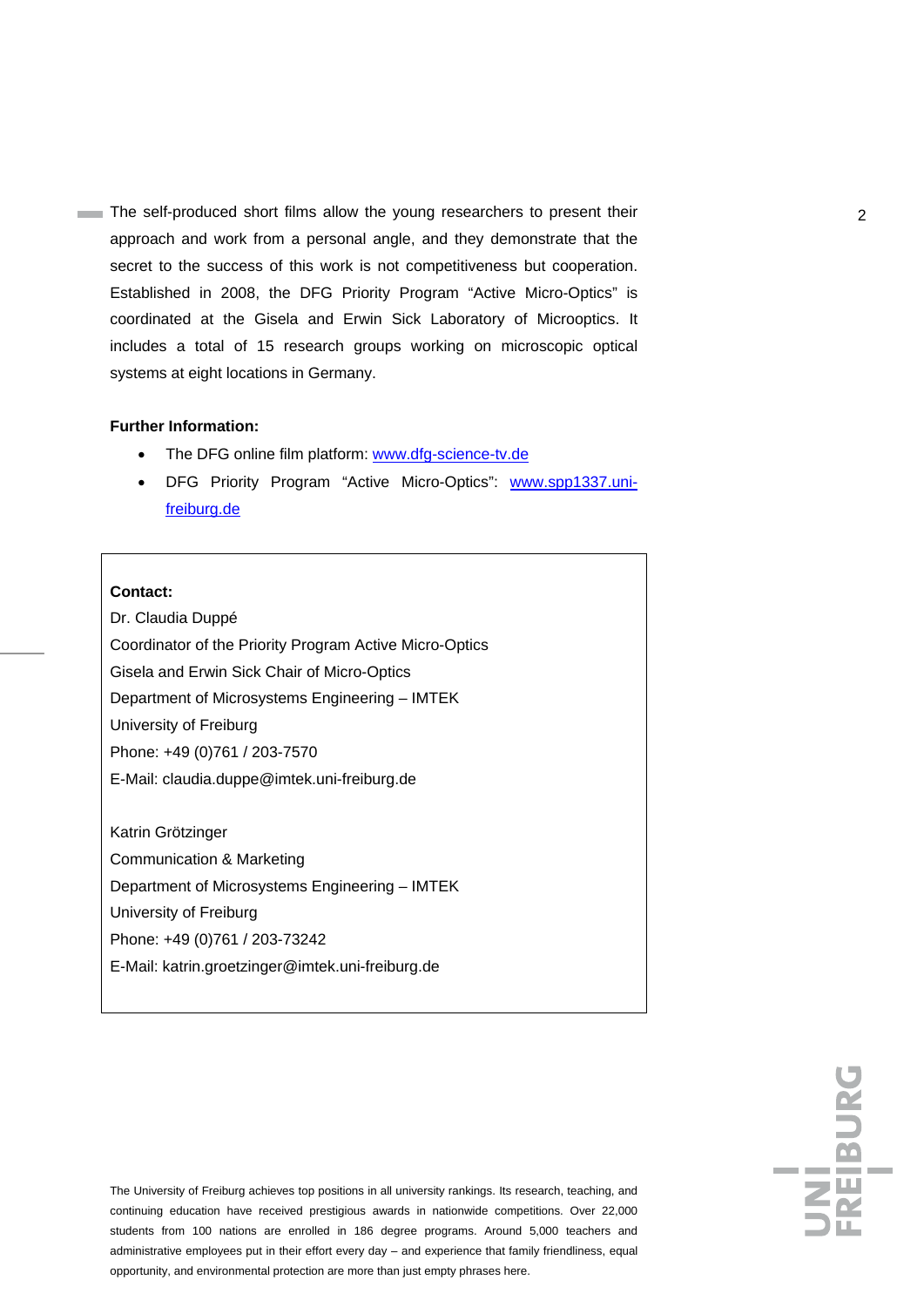The self-produced short films allow the young researchers to present their approach and work from a personal angle, and they demonstrate that the secret to the success of this work is not competitiveness but cooperation. Established in 2008, the DFG Priority Program "Active Micro-Optics" is coordinated at the Gisela and Erwin Sick Laboratory of Microoptics. It includes a total of 15 research groups working on microscopic optical systems at eight locations in Germany.

**Further Information:**

- The DFG online film platform: www.dfg-science-tv.de
- DFG Priority Program "Active Micro-Optics": www.spp1337.uni-freiburg.de

**Contact:**
Dr. Claudia Duppé
Coordinator of the Priority Program Active Micro-Optics
Gisela and Erwin Sick Chair of Micro-Optics
Department of Microsystems Engineering – IMTEK
University of Freiburg
Phone: +49 (0)761 / 203-7570
E-Mail: claudia.duppe@imtek.uni-freiburg.de

Katrin Grötzinger
Communication & Marketing
Department of Microsystems Engineering – IMTEK
University of Freiburg
Phone: +49 (0)761 / 203-73242
E-Mail: katrin.groetzinger@imtek.uni-freiburg.de

The University of Freiburg achieves top positions in all university rankings. Its research, teaching, and continuing education have received prestigious awards in nationwide competitions. Over 22,000 students from 100 nations are enrolled in 186 degree programs. Around 5,000 teachers and administrative employees put in their effort every day – and experience that family friendliness, equal opportunity, and environmental protection are more than just empty phrases here.

UNI FREIBURG